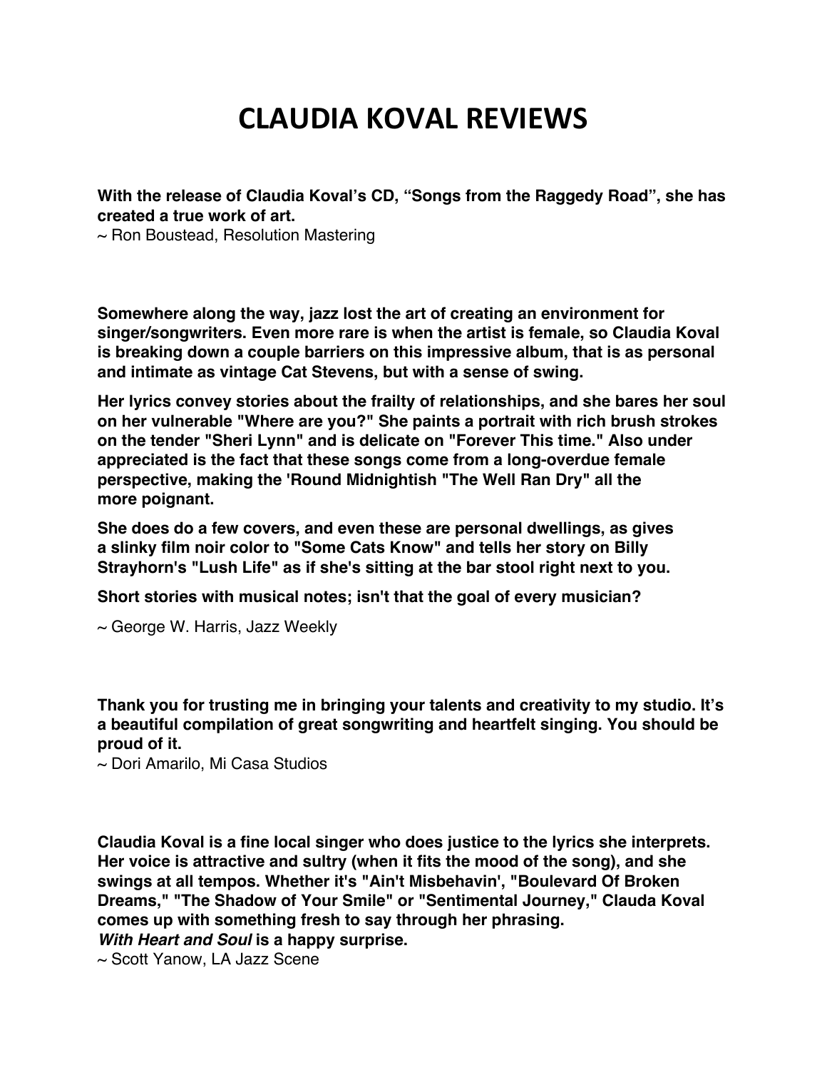# CLAUDIA KOVAL REVIEWS

**With the release of Claudia Koval's CD, "Songs from the Raggedy Road", she has created a true work of art.**
~ Ron Boustead, Resolution Mastering

**Somewhere along the way, jazz lost the art of creating an environment for singer/songwriters. Even more rare is when the artist is female, so Claudia Koval is breaking down a couple barriers on this impressive album, that is as personal and intimate as vintage Cat Stevens, but with a sense of swing.**

**Her lyrics convey stories about the frailty of relationships, and she bares her soul on her vulnerable "Where are you?" She paints a portrait with rich brush strokes on the tender "Sheri Lynn" and is delicate on "Forever This time." Also under appreciated is the fact that these songs come from a long-overdue female perspective, making the 'Round Midnightish "The Well Ran Dry" all the more poignant.**

**She does do a few covers, and even these are personal dwellings, as gives a slinky film noir color to "Some Cats Know" and tells her story on Billy Strayhorn's "Lush Life" as if she's sitting at the bar stool right next to you.**

**Short stories with musical notes; isn't that the goal of every musician?**

~ George W. Harris, Jazz Weekly

**Thank you for trusting me in bringing your talents and creativity to my studio. It's a beautiful compilation of great songwriting and heartfelt singing. You should be proud of it.**
~ Dori Amarilo, Mi Casa Studios

**Claudia Koval is a fine local singer who does justice to the lyrics she interprets. Her voice is attractive and sultry (when it fits the mood of the song), and she swings at all tempos. Whether it's "Ain't Misbehavin', "Boulevard Of Broken Dreams," "The Shadow of Your Smile" or "Sentimental Journey," Clauda Koval comes up with something fresh to say through her phrasing.**
***With Heart and Soul* is a happy surprise.**
~ Scott Yanow, LA Jazz Scene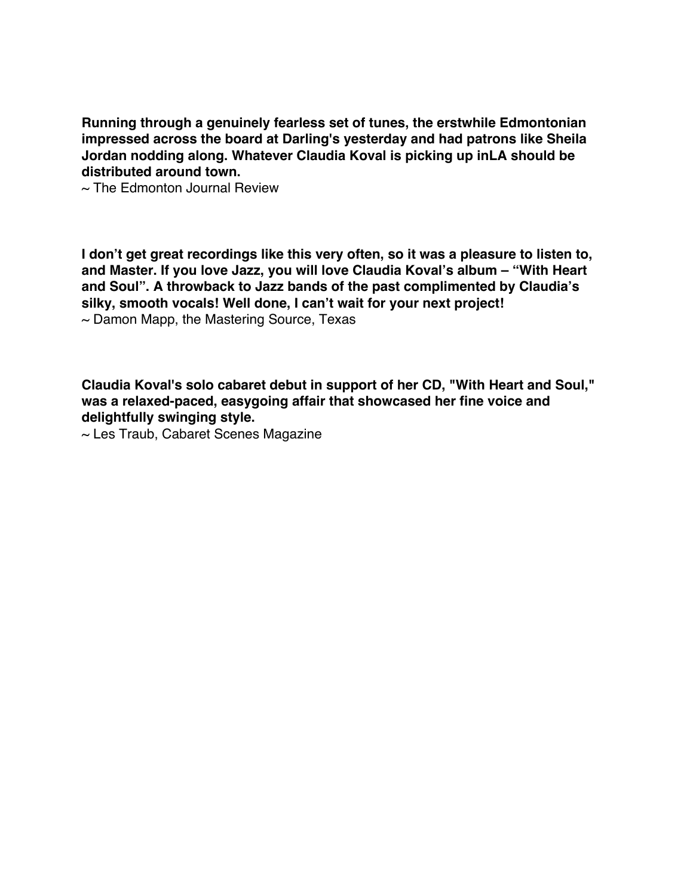**Running through a genuinely fearless set of tunes, the erstwhile Edmontonian impressed across the board at Darling's yesterday and had patrons like Sheila Jordan nodding along. Whatever Claudia Koval is picking up inLA should be distributed around town.**
~ The Edmonton Journal Review

**I don't get great recordings like this very often, so it was a pleasure to listen to, and Master. If you love Jazz, you will love Claudia Koval's album – "With Heart and Soul". A throwback to Jazz bands of the past complimented by Claudia's silky, smooth vocals! Well done, I can't wait for your next project!**
~ Damon Mapp, the Mastering Source, Texas

**Claudia Koval's solo cabaret debut in support of her CD, "With Heart and Soul," was a relaxed-paced, easygoing affair that showcased her fine voice and delightfully swinging style.**
~ Les Traub, Cabaret Scenes Magazine